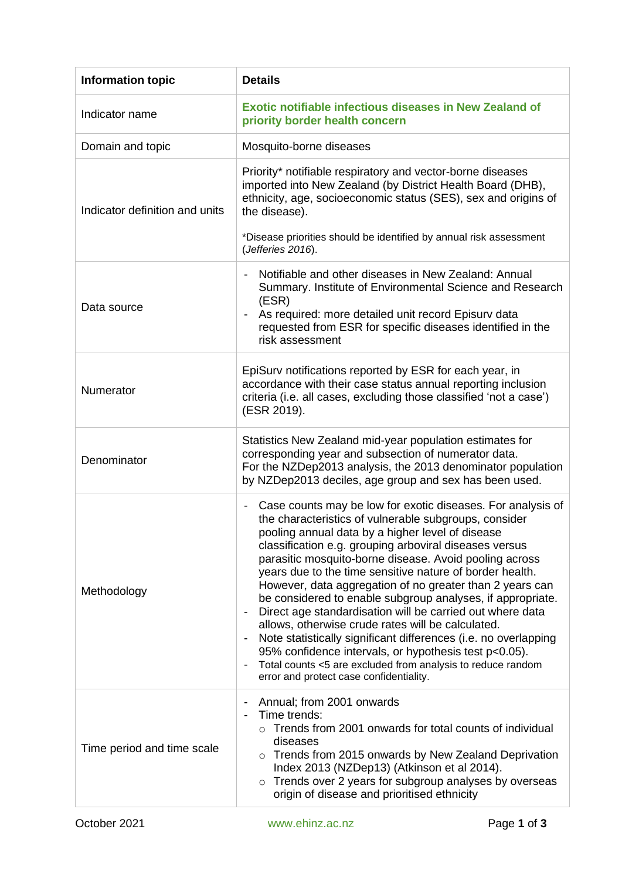| Information topic | Details |
|---|---|
| Indicator name | **Exotic notifiable infectious diseases in New Zealand of priority border health concern** |
| Domain and topic | Mosquito-borne diseases |
| Indicator definition and units | Priority* notifiable respiratory and vector-borne diseases imported into New Zealand (by District Health Board (DHB), ethnicity, age, socioeconomic status (SES), sex and origins of the disease).<br><br>*Disease priorities should be identified by annual risk assessment (*Jefferies 2016*). |
| Data source | - Notifiable and other diseases in New Zealand: Annual Summary. Institute of Environmental Science and Research (ESR)<br>- As required: more detailed unit record Episurv data requested from ESR for specific diseases identified in the risk assessment |
| Numerator | EpiSurv notifications reported by ESR for each year, in accordance with their case status annual reporting inclusion criteria (i.e. all cases, excluding those classified 'not a case') (ESR 2019). |
| Denominator | Statistics New Zealand mid-year population estimates for corresponding year and subsection of numerator data.<br>For the NZDep2013 analysis, the 2013 denominator population by NZDep2013 deciles, age group and sex has been used. |
| Methodology | - Case counts may be low for exotic diseases. For analysis of the characteristics of vulnerable subgroups, consider pooling annual data by a higher level of disease classification e.g. grouping arboviral diseases versus parasitic mosquito-borne disease. Avoid pooling across years due to the time sensitive nature of border health. However, data aggregation of no greater than 2 years can be considered to enable subgroup analyses, if appropriate.<br>- Direct age standardisation will be carried out where data allows, otherwise crude rates will be calculated.<br>- Note statistically significant differences (i.e. no overlapping 95% confidence intervals, or hypothesis test $p<0.05$).<br>- Total counts <5 are excluded from analysis to reduce random error and protect case confidentiality. |
| Time period and time scale | - Annual; from 2001 onwards<br>- Time trends:<br>&nbsp;&nbsp;○ Trends from 2001 onwards for total counts of individual diseases<br>&nbsp;&nbsp;○ Trends from 2015 onwards by New Zealand Deprivation Index 2013 (NZDep13) (Atkinson et al 2014).<br>&nbsp;&nbsp;○ Trends over 2 years for subgroup analyses by overseas origin of disease and prioritised ethnicity |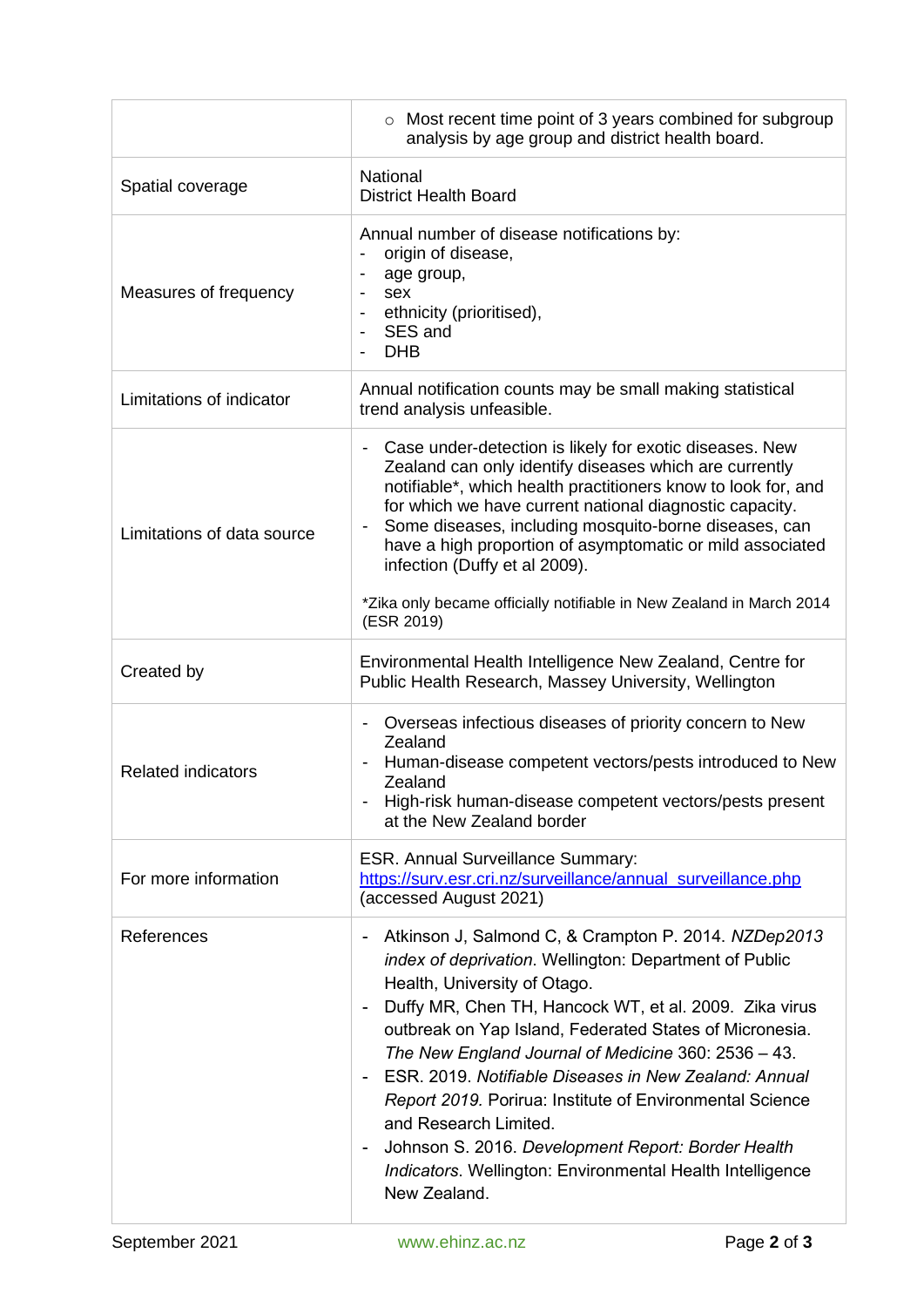| | |
|---|---|
| | ○ Most recent time point of 3 years combined for subgroup analysis by age group and district health board. |
| Spatial coverage | National<br>District Health Board |
| Measures of frequency | Annual number of disease notifications by:<br>- origin of disease,<br>- age group,<br>- sex<br>- ethnicity (prioritised),<br>- SES and<br>- DHB |
| Limitations of indicator | Annual notification counts may be small making statistical trend analysis unfeasible. |
| Limitations of data source | - Case under-detection is likely for exotic diseases. New Zealand can only identify diseases which are currently notifiable*, which health practitioners know to look for, and for which we have current national diagnostic capacity.<br>- Some diseases, including mosquito-borne diseases, can have a high proportion of asymptomatic or mild associated infection (Duffy et al 2009).<br><br>*Zika only became officially notifiable in New Zealand in March 2014 (ESR 2019) |
| Created by | Environmental Health Intelligence New Zealand, Centre for Public Health Research, Massey University, Wellington |
| Related indicators | - Overseas infectious diseases of priority concern to New Zealand<br>- Human-disease competent vectors/pests introduced to New Zealand<br>- High-risk human-disease competent vectors/pests present at the New Zealand border |
| For more information | ESR. Annual Surveillance Summary: https://surv.esr.cri.nz/surveillance/annual_surveillance.php (accessed August 2021) |
| References | - Atkinson J, Salmond C, & Crampton P. 2014. *NZDep2013 index of deprivation*. Wellington: Department of Public Health, University of Otago.<br>- Duffy MR, Chen TH, Hancock WT, et al. 2009. Zika virus outbreak on Yap Island, Federated States of Micronesia. *The New England Journal of Medicine* 360: 2536 – 43.<br>- ESR. 2019. *Notifiable Diseases in New Zealand: Annual Report 2019.* Porirua: Institute of Environmental Science and Research Limited.<br>- Johnson S. 2016. *Development Report: Border Health Indicators*. Wellington: Environmental Health Intelligence New Zealand. |